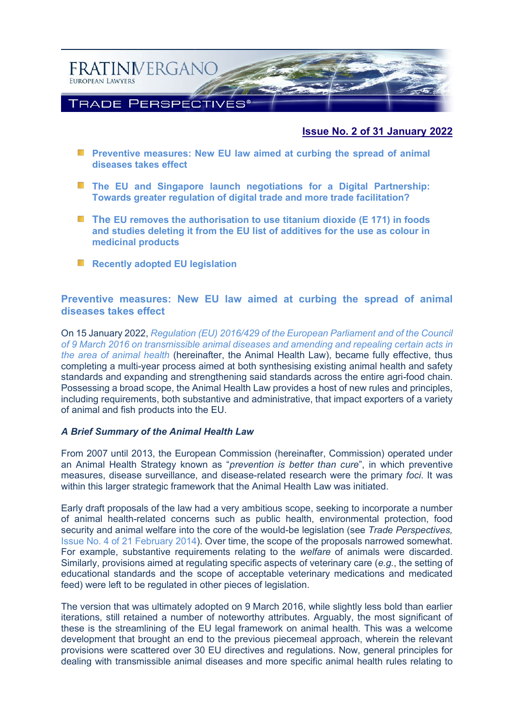FRATINIVERGANO

EUROPEAN LAWYERS

TRADE PERSPECTIVES®

**Issue No. 2 of 31 January 2022**

- **Preventive measures: New EU law aimed at curbing the spread of animal diseases takes effect**
- **The EU and Singapore launch negotiations for a Digital Partnership: Towards greater regulation of digital trade and more trade facilitation?**
- **The EU removes the authorisation to use titanium dioxide (E 171) in foods and studies deleting it from the EU list of additives for the use as colour in medicinal products**
- **Recently adopted EU legislation**

## Preventive measures: New EU law aimed at curbing the spread of animal diseases takes effect

On 15 January 2022, *Regulation (EU) 2016/429 of the European Parliament and of the Council of 9 March 2016 on transmissible animal diseases and amending and repealing certain acts in the area of animal health* (hereinafter, the Animal Health Law), became fully effective, thus completing a multi-year process aimed at both synthesising existing animal health and safety standards and expanding and strengthening said standards across the entire agri-food chain. Possessing a broad scope, the Animal Health Law provides a host of new rules and principles, including requirements, both substantive and administrative, that impact exporters of a variety of animal and fish products into the EU.

### *A Brief Summary of the Animal Health Law*

From 2007 until 2013, the European Commission (hereinafter, Commission) operated under an Animal Health Strategy known as "*prevention is better than cure*", in which preventive measures, disease surveillance, and disease-related research were the primary *foci*. It was within this larger strategic framework that the Animal Health Law was initiated.

Early draft proposals of the law had a very ambitious scope, seeking to incorporate a number of animal health-related concerns such as public health, environmental protection, food security and animal welfare into the core of the would-be legislation (see *Trade Perspectives,* Issue No. 4 of 21 February 2014). Over time, the scope of the proposals narrowed somewhat. For example, substantive requirements relating to the *welfare* of animals were discarded. Similarly, provisions aimed at regulating specific aspects of veterinary care (*e.g.*, the setting of educational standards and the scope of acceptable veterinary medications and medicated feed) were left to be regulated in other pieces of legislation.

The version that was ultimately adopted on 9 March 2016, while slightly less bold than earlier iterations, still retained a number of noteworthy attributes. Arguably, the most significant of these is the streamlining of the EU legal framework on animal health. This was a welcome development that brought an end to the previous piecemeal approach, wherein the relevant provisions were scattered over 30 EU directives and regulations. Now, general principles for dealing with transmissible animal diseases and more specific animal health rules relating to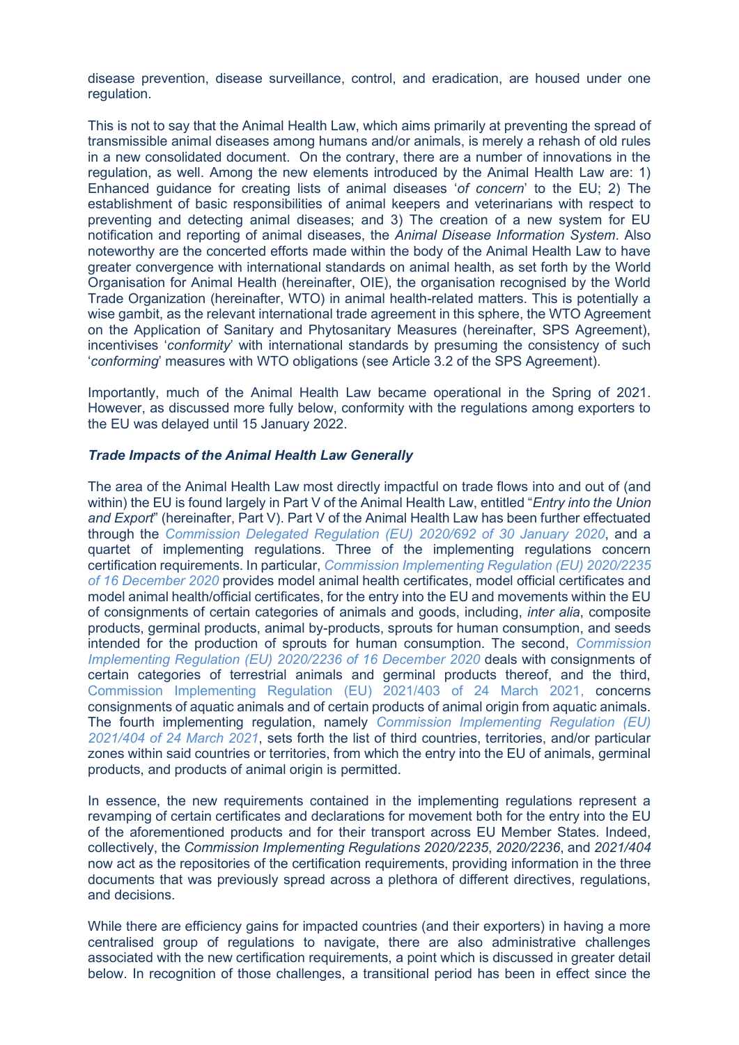disease prevention, disease surveillance, control, and eradication, are housed under one regulation.

This is not to say that the Animal Health Law, which aims primarily at preventing the spread of transmissible animal diseases among humans and/or animals, is merely a rehash of old rules in a new consolidated document. On the contrary, there are a number of innovations in the regulation, as well. Among the new elements introduced by the Animal Health Law are: 1) Enhanced guidance for creating lists of animal diseases '*of concern*' to the EU; 2) The establishment of basic responsibilities of animal keepers and veterinarians with respect to preventing and detecting animal diseases; and 3) The creation of a new system for EU notification and reporting of animal diseases, the *Animal Disease Information System*. Also noteworthy are the concerted efforts made within the body of the Animal Health Law to have greater convergence with international standards on animal health, as set forth by the World Organisation for Animal Health (hereinafter, OIE), the organisation recognised by the World Trade Organization (hereinafter, WTO) in animal health-related matters. This is potentially a wise gambit, as the relevant international trade agreement in this sphere, the WTO Agreement on the Application of Sanitary and Phytosanitary Measures (hereinafter, SPS Agreement), incentivises '*conformity*' with international standards by presuming the consistency of such '*conforming*' measures with WTO obligations (see Article 3.2 of the SPS Agreement).

Importantly, much of the Animal Health Law became operational in the Spring of 2021. However, as discussed more fully below, conformity with the regulations among exporters to the EU was delayed until 15 January 2022.

***Trade Impacts of the Animal Health Law Generally***

The area of the Animal Health Law most directly impactful on trade flows into and out of (and within) the EU is found largely in Part V of the Animal Health Law, entitled "*Entry into the Union and Export*" (hereinafter, Part V). Part V of the Animal Health Law has been further effectuated through the *Commission Delegated Regulation (EU) 2020/692 of 30 January 2020*, and a quartet of implementing regulations. Three of the implementing regulations concern certification requirements. In particular, *Commission Implementing Regulation (EU) 2020/2235 of 16 December 2020* provides model animal health certificates, model official certificates and model animal health/official certificates, for the entry into the EU and movements within the EU of consignments of certain categories of animals and goods, including, *inter alia*, composite products, germinal products, animal by-products, sprouts for human consumption, and seeds intended for the production of sprouts for human consumption. The second, *Commission Implementing Regulation (EU) 2020/2236 of 16 December 2020* deals with consignments of certain categories of terrestrial animals and germinal products thereof, and the third, Commission Implementing Regulation (EU) 2021/403 of 24 March 2021, concerns consignments of aquatic animals and of certain products of animal origin from aquatic animals. The fourth implementing regulation, namely *Commission Implementing Regulation (EU) 2021/404 of 24 March 2021*, sets forth the list of third countries, territories, and/or particular zones within said countries or territories, from which the entry into the EU of animals, germinal products, and products of animal origin is permitted.

In essence, the new requirements contained in the implementing regulations represent a revamping of certain certificates and declarations for movement both for the entry into the EU of the aforementioned products and for their transport across EU Member States. Indeed, collectively, the *Commission Implementing Regulations 2020/2235*, *2020/2236*, and *2021/404* now act as the repositories of the certification requirements, providing information in the three documents that was previously spread across a plethora of different directives, regulations, and decisions.

While there are efficiency gains for impacted countries (and their exporters) in having a more centralised group of regulations to navigate, there are also administrative challenges associated with the new certification requirements, a point which is discussed in greater detail below. In recognition of those challenges, a transitional period has been in effect since the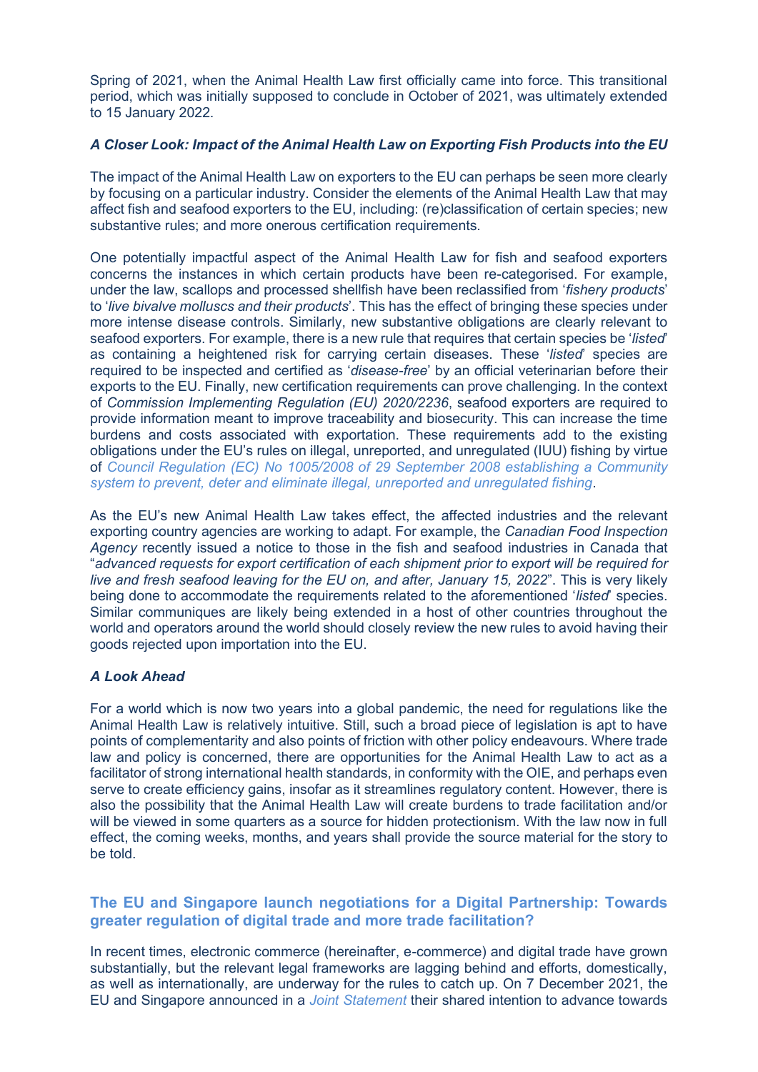Spring of 2021, when the Animal Health Law first officially came into force. This transitional period, which was initially supposed to conclude in October of 2021, was ultimately extended to 15 January 2022.

### *A Closer Look: Impact of the Animal Health Law on Exporting Fish Products into the EU*

The impact of the Animal Health Law on exporters to the EU can perhaps be seen more clearly by focusing on a particular industry. Consider the elements of the Animal Health Law that may affect fish and seafood exporters to the EU, including: (re)classification of certain species; new substantive rules; and more onerous certification requirements.

One potentially impactful aspect of the Animal Health Law for fish and seafood exporters concerns the instances in which certain products have been re-categorised. For example, under the law, scallops and processed shellfish have been reclassified from '*fishery products*' to '*live bivalve molluscs and their products*'. This has the effect of bringing these species under more intense disease controls. Similarly, new substantive obligations are clearly relevant to seafood exporters. For example, there is a new rule that requires that certain species be '*listed*' as containing a heightened risk for carrying certain diseases. These '*listed*' species are required to be inspected and certified as '*disease-free*' by an official veterinarian before their exports to the EU. Finally, new certification requirements can prove challenging. In the context of *Commission Implementing Regulation (EU) 2020/2236*, seafood exporters are required to provide information meant to improve traceability and biosecurity. This can increase the time burdens and costs associated with exportation. These requirements add to the existing obligations under the EU's rules on illegal, unreported, and unregulated (IUU) fishing by virtue of *Council Regulation (EC) No 1005/2008 of 29 September 2008 establishing a Community system to prevent, deter and eliminate illegal, unreported and unregulated fishing*.

As the EU's new Animal Health Law takes effect, the affected industries and the relevant exporting country agencies are working to adapt. For example, the *Canadian Food Inspection Agency* recently issued a notice to those in the fish and seafood industries in Canada that "*advanced requests for export certification of each shipment prior to export will be required for live and fresh seafood leaving for the EU on, and after, January 15, 2022*". This is very likely being done to accommodate the requirements related to the aforementioned '*listed*' species. Similar communiques are likely being extended in a host of other countries throughout the world and operators around the world should closely review the new rules to avoid having their goods rejected upon importation into the EU.

### *A Look Ahead*

For a world which is now two years into a global pandemic, the need for regulations like the Animal Health Law is relatively intuitive. Still, such a broad piece of legislation is apt to have points of complementarity and also points of friction with other policy endeavours. Where trade law and policy is concerned, there are opportunities for the Animal Health Law to act as a facilitator of strong international health standards, in conformity with the OIE, and perhaps even serve to create efficiency gains, insofar as it streamlines regulatory content. However, there is also the possibility that the Animal Health Law will create burdens to trade facilitation and/or will be viewed in some quarters as a source for hidden protectionism. With the law now in full effect, the coming weeks, months, and years shall provide the source material for the story to be told.

## The EU and Singapore launch negotiations for a Digital Partnership: Towards greater regulation of digital trade and more trade facilitation?

In recent times, electronic commerce (hereinafter, e-commerce) and digital trade have grown substantially, but the relevant legal frameworks are lagging behind and efforts, domestically, as well as internationally, are underway for the rules to catch up. On 7 December 2021, the EU and Singapore announced in a *Joint Statement* their shared intention to advance towards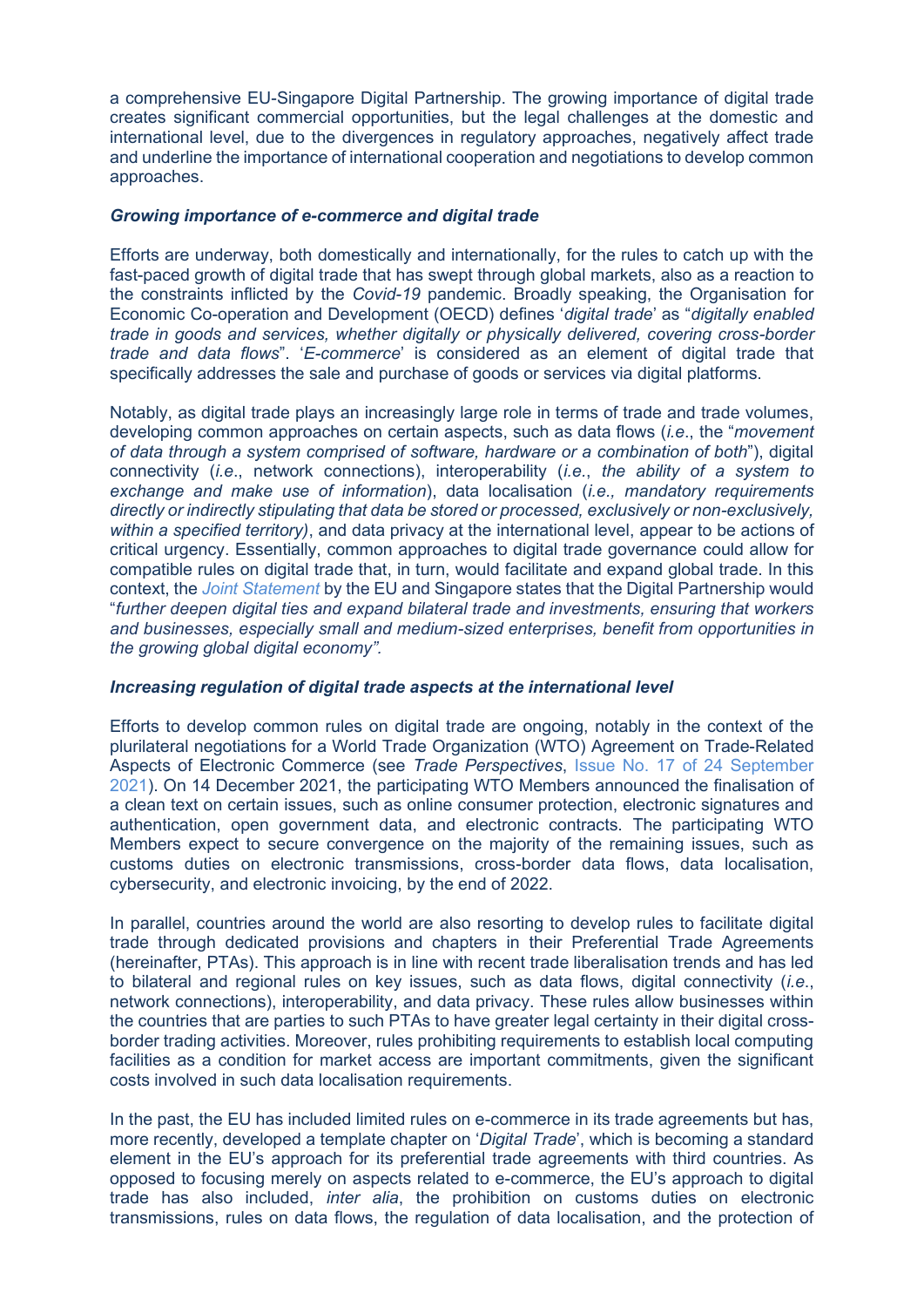a comprehensive EU-Singapore Digital Partnership. The growing importance of digital trade creates significant commercial opportunities, but the legal challenges at the domestic and international level, due to the divergences in regulatory approaches, negatively affect trade and underline the importance of international cooperation and negotiations to develop common approaches.

***Growing importance of e-commerce and digital trade***

Efforts are underway, both domestically and internationally, for the rules to catch up with the fast-paced growth of digital trade that has swept through global markets, also as a reaction to the constraints inflicted by the *Covid-19* pandemic. Broadly speaking, the Organisation for Economic Co-operation and Development (OECD) defines '*digital trade*' as "*digitally enabled trade in goods and services, whether digitally or physically delivered, covering cross-border trade and data flows*". '*E-commerce*' is considered as an element of digital trade that specifically addresses the sale and purchase of goods or services via digital platforms.

Notably, as digital trade plays an increasingly large role in terms of trade and trade volumes, developing common approaches on certain aspects, such as data flows (*i.e*., the "*movement of data through a system comprised of software, hardware or a combination of both*"), digital connectivity (*i.e*., network connections), interoperability (*i.e*., *the ability of a system to exchange and make use of information*), data localisation (*i.e., mandatory requirements directly or indirectly stipulating that data be stored or processed, exclusively or non-exclusively, within a specified territory)*, and data privacy at the international level, appear to be actions of critical urgency. Essentially, common approaches to digital trade governance could allow for compatible rules on digital trade that, in turn, would facilitate and expand global trade. In this context, the *Joint Statement* by the EU and Singapore states that the Digital Partnership would "*further deepen digital ties and expand bilateral trade and investments, ensuring that workers and businesses, especially small and medium-sized enterprises, benefit from opportunities in the growing global digital economy".*

***Increasing regulation of digital trade aspects at the international level***

Efforts to develop common rules on digital trade are ongoing, notably in the context of the plurilateral negotiations for a World Trade Organization (WTO) Agreement on Trade-Related Aspects of Electronic Commerce (see *Trade Perspectives*, Issue No. 17 of 24 September 2021). On 14 December 2021, the participating WTO Members announced the finalisation of a clean text on certain issues, such as online consumer protection, electronic signatures and authentication, open government data, and electronic contracts. The participating WTO Members expect to secure convergence on the majority of the remaining issues, such as customs duties on electronic transmissions, cross-border data flows, data localisation, cybersecurity, and electronic invoicing, by the end of 2022.

In parallel, countries around the world are also resorting to develop rules to facilitate digital trade through dedicated provisions and chapters in their Preferential Trade Agreements (hereinafter, PTAs). This approach is in line with recent trade liberalisation trends and has led to bilateral and regional rules on key issues, such as data flows, digital connectivity (*i.e*., network connections), interoperability, and data privacy. These rules allow businesses within the countries that are parties to such PTAs to have greater legal certainty in their digital cross-border trading activities. Moreover, rules prohibiting requirements to establish local computing facilities as a condition for market access are important commitments, given the significant costs involved in such data localisation requirements.

In the past, the EU has included limited rules on e-commerce in its trade agreements but has, more recently, developed a template chapter on '*Digital Trade*', which is becoming a standard element in the EU's approach for its preferential trade agreements with third countries. As opposed to focusing merely on aspects related to e-commerce, the EU's approach to digital trade has also included, *inter alia*, the prohibition on customs duties on electronic transmissions, rules on data flows, the regulation of data localisation, and the protection of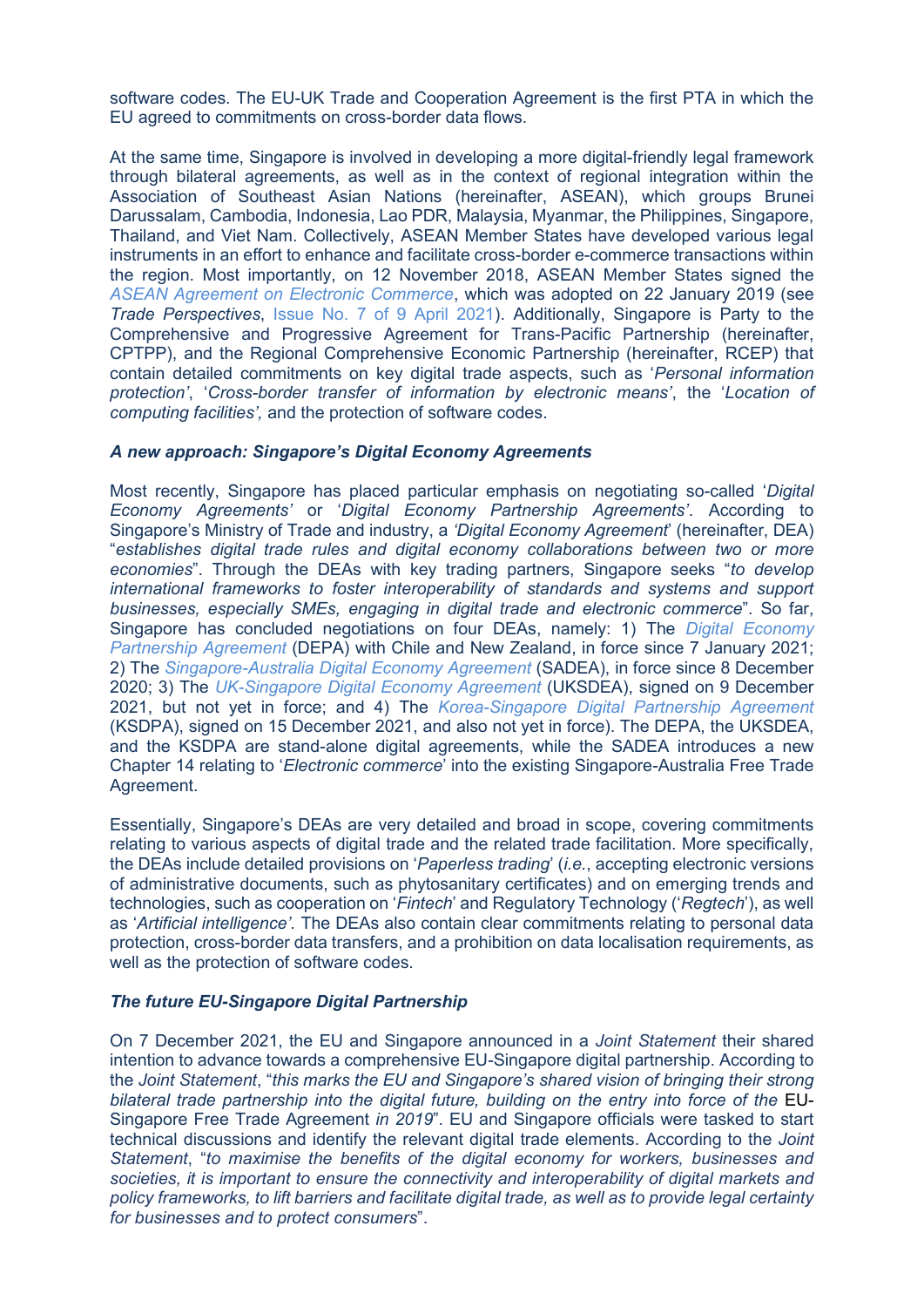software codes. The EU-UK Trade and Cooperation Agreement is the first PTA in which the EU agreed to commitments on cross-border data flows.

At the same time, Singapore is involved in developing a more digital-friendly legal framework through bilateral agreements, as well as in the context of regional integration within the Association of Southeast Asian Nations (hereinafter, ASEAN), which groups Brunei Darussalam, Cambodia, Indonesia, Lao PDR, Malaysia, Myanmar, the Philippines, Singapore, Thailand, and Viet Nam. Collectively, ASEAN Member States have developed various legal instruments in an effort to enhance and facilitate cross-border e-commerce transactions within the region. Most importantly, on 12 November 2018, ASEAN Member States signed the *ASEAN Agreement on Electronic Commerce*, which was adopted on 22 January 2019 (see *Trade Perspectives*, Issue No. 7 of 9 April 2021). Additionally, Singapore is Party to the Comprehensive and Progressive Agreement for Trans-Pacific Partnership (hereinafter, CPTPP), and the Regional Comprehensive Economic Partnership (hereinafter, RCEP) that contain detailed commitments on key digital trade aspects, such as '*Personal information protection*', '*Cross-border transfer of information by electronic means*', the '*Location of computing facilities',* and the protection of software codes.

### *A new approach: Singapore's Digital Economy Agreements*

Most recently, Singapore has placed particular emphasis on negotiating so-called '*Digital Economy Agreements'* or '*Digital Economy Partnership Agreements'*. According to Singapore's Ministry of Trade and industry, a *'Digital Economy Agreement*' (hereinafter, DEA) "*establishes digital trade rules and digital economy collaborations between two or more economies*". Through the DEAs with key trading partners, Singapore seeks "*to develop international frameworks to foster interoperability of standards and systems and support businesses, especially SMEs, engaging in digital trade and electronic commerce*". So far, Singapore has concluded negotiations on four DEAs, namely: 1) The *Digital Economy Partnership Agreement* (DEPA) with Chile and New Zealand, in force since 7 January 2021; 2) The *Singapore-Australia Digital Economy Agreement* (SADEA), in force since 8 December 2020; 3) The *UK-Singapore Digital Economy Agreement* (UKSDEA), signed on 9 December 2021, but not yet in force; and 4) The *Korea-Singapore Digital Partnership Agreement* (KSDPA), signed on 15 December 2021, and also not yet in force). The DEPA, the UKSDEA, and the KSDPA are stand-alone digital agreements, while the SADEA introduces a new Chapter 14 relating to '*Electronic commerce*' into the existing Singapore-Australia Free Trade Agreement.

Essentially, Singapore's DEAs are very detailed and broad in scope, covering commitments relating to various aspects of digital trade and the related trade facilitation. More specifically, the DEAs include detailed provisions on '*Paperless trading*' (*i.e.*, accepting electronic versions of administrative documents, such as phytosanitary certificates) and on emerging trends and technologies, such as cooperation on '*Fintech*' and Regulatory Technology ('*Regtech*'), as well as '*Artificial intelligence'*. The DEAs also contain clear commitments relating to personal data protection, cross-border data transfers, and a prohibition on data localisation requirements, as well as the protection of software codes.

### *The future EU-Singapore Digital Partnership*

On 7 December 2021, the EU and Singapore announced in a *Joint Statement* their shared intention to advance towards a comprehensive EU-Singapore digital partnership. According to the *Joint Statement*, "*this marks the EU and Singapore's shared vision of bringing their strong bilateral trade partnership into the digital future, building on the entry into force of the* EU-Singapore Free Trade Agreement *in 2019*". EU and Singapore officials were tasked to start technical discussions and identify the relevant digital trade elements. According to the *Joint Statement*, "*to maximise the benefits of the digital economy for workers, businesses and societies, it is important to ensure the connectivity and interoperability of digital markets and policy frameworks, to lift barriers and facilitate digital trade, as well as to provide legal certainty for businesses and to protect consumers*".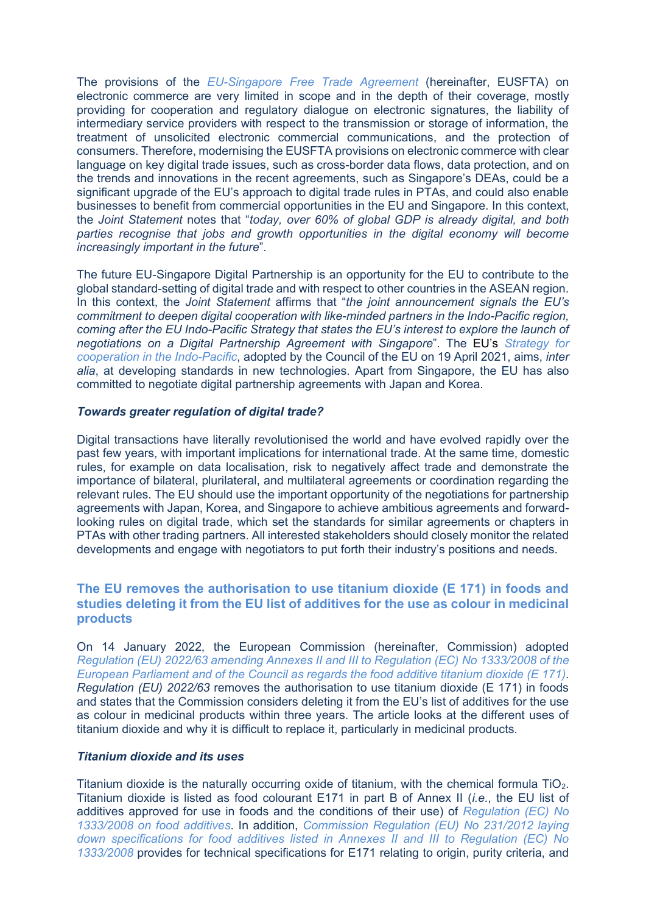The provisions of the *EU-Singapore Free Trade Agreement* (hereinafter, EUSFTA) on electronic commerce are very limited in scope and in the depth of their coverage, mostly providing for cooperation and regulatory dialogue on electronic signatures, the liability of intermediary service providers with respect to the transmission or storage of information, the treatment of unsolicited electronic commercial communications, and the protection of consumers. Therefore, modernising the EUSFTA provisions on electronic commerce with clear language on key digital trade issues, such as cross-border data flows, data protection, and on the trends and innovations in the recent agreements, such as Singapore's DEAs, could be a significant upgrade of the EU's approach to digital trade rules in PTAs, and could also enable businesses to benefit from commercial opportunities in the EU and Singapore. In this context, the *Joint Statement* notes that "*today, over 60% of global GDP is already digital, and both parties recognise that jobs and growth opportunities in the digital economy will become increasingly important in the future*".

The future EU-Singapore Digital Partnership is an opportunity for the EU to contribute to the global standard-setting of digital trade and with respect to other countries in the ASEAN region. In this context, the *Joint Statement* affirms that "*the joint announcement signals the EU's commitment to deepen digital cooperation with like-minded partners in the Indo-Pacific region, coming after the EU Indo-Pacific Strategy that states the EU's interest to explore the launch of negotiations on a Digital Partnership Agreement with Singapore*". The EU's *Strategy for cooperation in the Indo-Pacific*, adopted by the Council of the EU on 19 April 2021, aims, *inter alia*, at developing standards in new technologies. Apart from Singapore, the EU has also committed to negotiate digital partnership agreements with Japan and Korea.

***Towards greater regulation of digital trade?***

Digital transactions have literally revolutionised the world and have evolved rapidly over the past few years, with important implications for international trade. At the same time, domestic rules, for example on data localisation, risk to negatively affect trade and demonstrate the importance of bilateral, plurilateral, and multilateral agreements or coordination regarding the relevant rules. The EU should use the important opportunity of the negotiations for partnership agreements with Japan, Korea, and Singapore to achieve ambitious agreements and forward-looking rules on digital trade, which set the standards for similar agreements or chapters in PTAs with other trading partners. All interested stakeholders should closely monitor the related developments and engage with negotiators to put forth their industry's positions and needs.

## The EU removes the authorisation to use titanium dioxide (E 171) in foods and studies deleting it from the EU list of additives for the use as colour in medicinal products

On 14 January 2022, the European Commission (hereinafter, Commission) adopted *Regulation (EU) 2022/63 amending Annexes II and III to Regulation (EC) No 1333/2008 of the European Parliament and of the Council as regards the food additive titanium dioxide (E 171)*. *Regulation (EU) 2022/63* removes the authorisation to use titanium dioxide (E 171) in foods and states that the Commission considers deleting it from the EU's list of additives for the use as colour in medicinal products within three years. The article looks at the different uses of titanium dioxide and why it is difficult to replace it, particularly in medicinal products.

***Titanium dioxide and its uses***

Titanium dioxide is the naturally occurring oxide of titanium, with the chemical formula $TiO_2$. Titanium dioxide is listed as food colourant E171 in part B of Annex II (*i.e.*, the EU list of additives approved for use in foods and the conditions of their use) of *Regulation (EC) No 1333/2008 on food additives*. In addition, *Commission Regulation (EU) No 231/2012 laying down specifications for food additives listed in Annexes II and III to Regulation (EC) No 1333/2008* provides for technical specifications for E171 relating to origin, purity criteria, and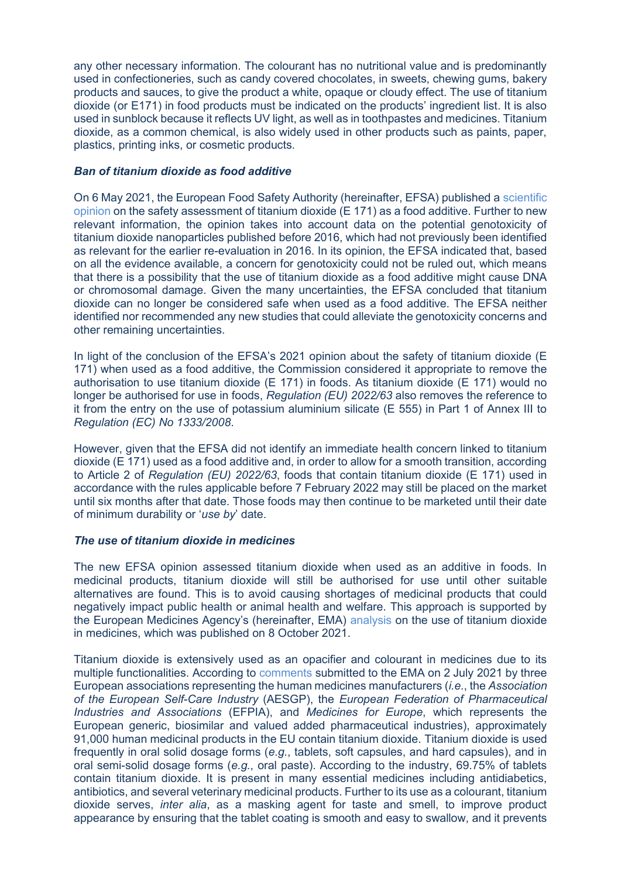any other necessary information. The colourant has no nutritional value and is predominantly used in confectioneries, such as candy covered chocolates, in sweets, chewing gums, bakery products and sauces, to give the product a white, opaque or cloudy effect. The use of titanium dioxide (or E171) in food products must be indicated on the products' ingredient list. It is also used in sunblock because it reflects UV light, as well as in toothpastes and medicines. Titanium dioxide, as a common chemical, is also widely used in other products such as paints, paper, plastics, printing inks, or cosmetic products.

***Ban of titanium dioxide as food additive***

On 6 May 2021, the European Food Safety Authority (hereinafter, EFSA) published a scientific opinion on the safety assessment of titanium dioxide (E 171) as a food additive. Further to new relevant information, the opinion takes into account data on the potential genotoxicity of titanium dioxide nanoparticles published before 2016, which had not previously been identified as relevant for the earlier re-evaluation in 2016. In its opinion, the EFSA indicated that, based on all the evidence available, a concern for genotoxicity could not be ruled out, which means that there is a possibility that the use of titanium dioxide as a food additive might cause DNA or chromosomal damage. Given the many uncertainties, the EFSA concluded that titanium dioxide can no longer be considered safe when used as a food additive. The EFSA neither identified nor recommended any new studies that could alleviate the genotoxicity concerns and other remaining uncertainties.

In light of the conclusion of the EFSA's 2021 opinion about the safety of titanium dioxide (E 171) when used as a food additive, the Commission considered it appropriate to remove the authorisation to use titanium dioxide (E 171) in foods. As titanium dioxide (E 171) would no longer be authorised for use in foods, *Regulation (EU) 2022/63* also removes the reference to it from the entry on the use of potassium aluminium silicate (E 555) in Part 1 of Annex III to *Regulation (EC) No 1333/2008*.

However, given that the EFSA did not identify an immediate health concern linked to titanium dioxide (E 171) used as a food additive and, in order to allow for a smooth transition, according to Article 2 of *Regulation (EU) 2022/63*, foods that contain titanium dioxide (E 171) used in accordance with the rules applicable before 7 February 2022 may still be placed on the market until six months after that date. Those foods may then continue to be marketed until their date of minimum durability or '*use by*' date.

***The use of titanium dioxide in medicines***

The new EFSA opinion assessed titanium dioxide when used as an additive in foods. In medicinal products, titanium dioxide will still be authorised for use until other suitable alternatives are found. This is to avoid causing shortages of medicinal products that could negatively impact public health or animal health and welfare. This approach is supported by the European Medicines Agency's (hereinafter, EMA) analysis on the use of titanium dioxide in medicines, which was published on 8 October 2021.

Titanium dioxide is extensively used as an opacifier and colourant in medicines due to its multiple functionalities. According to comments submitted to the EMA on 2 July 2021 by three European associations representing the human medicines manufacturers (*i.e.*, the *Association of the European Self-Care Industry* (AESGP), the *European Federation of Pharmaceutical Industries and Associations* (EFPIA), and *Medicines for Europe*, which represents the European generic, biosimilar and valued added pharmaceutical industries), approximately 91,000 human medicinal products in the EU contain titanium dioxide. Titanium dioxide is used frequently in oral solid dosage forms (*e.g.*, tablets, soft capsules, and hard capsules), and in oral semi-solid dosage forms (*e.g.*, oral paste). According to the industry, 69.75% of tablets contain titanium dioxide. It is present in many essential medicines including antidiabetics, antibiotics, and several veterinary medicinal products. Further to its use as a colourant, titanium dioxide serves, *inter alia*, as a masking agent for taste and smell, to improve product appearance by ensuring that the tablet coating is smooth and easy to swallow, and it prevents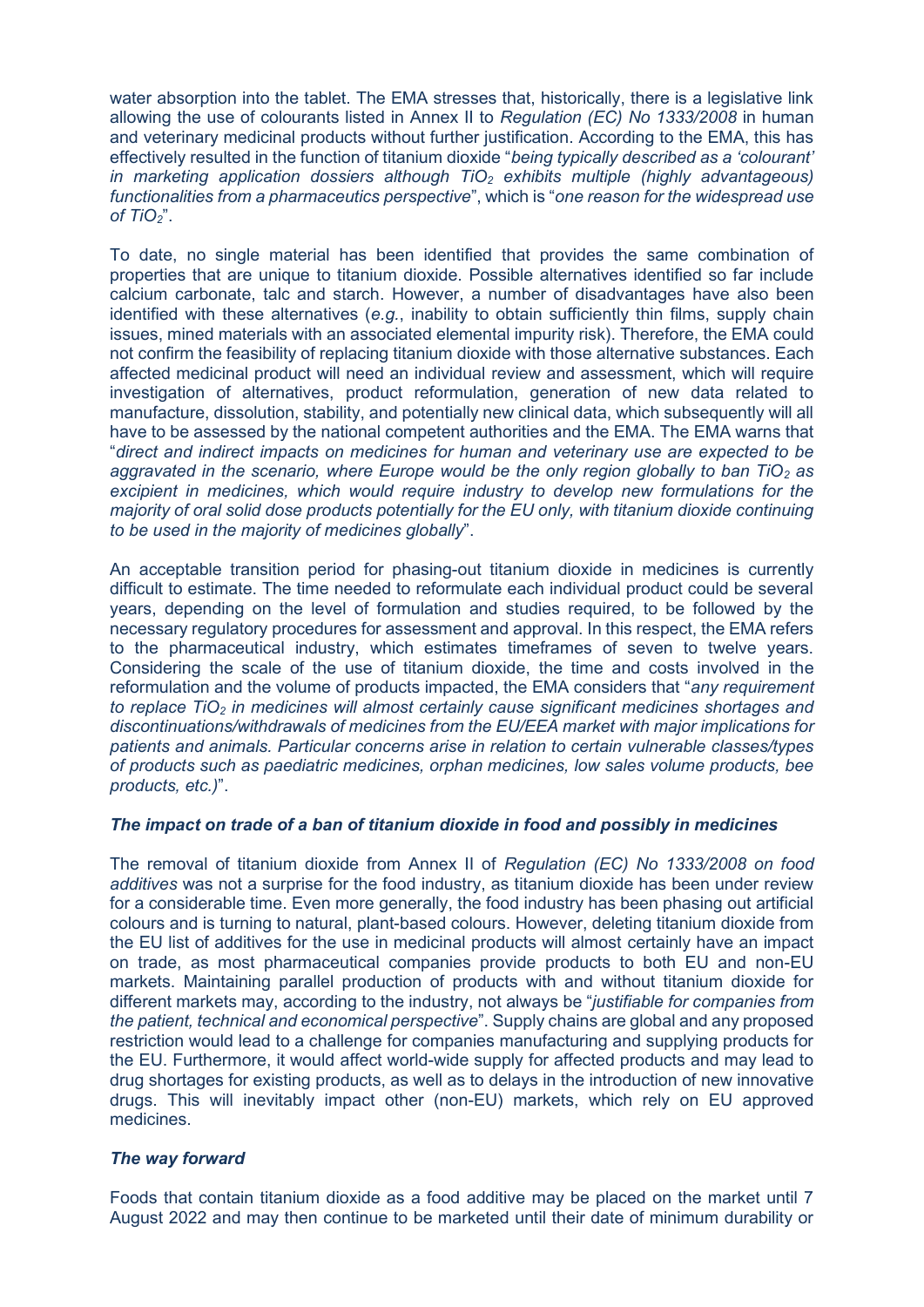water absorption into the tablet. The EMA stresses that, historically, there is a legislative link allowing the use of colourants listed in Annex II to *Regulation (EC) No 1333/2008* in human and veterinary medicinal products without further justification. According to the EMA, this has effectively resulted in the function of titanium dioxide "*being typically described as a 'colourant' in marketing application dossiers although $TiO_2$ exhibits multiple (highly advantageous) functionalities from a pharmaceutics perspective*", which is "*one reason for the widespread use of $TiO_2$*".

To date, no single material has been identified that provides the same combination of properties that are unique to titanium dioxide. Possible alternatives identified so far include calcium carbonate, talc and starch. However, a number of disadvantages have also been identified with these alternatives (*e.g.*, inability to obtain sufficiently thin films, supply chain issues, mined materials with an associated elemental impurity risk). Therefore, the EMA could not confirm the feasibility of replacing titanium dioxide with those alternative substances. Each affected medicinal product will need an individual review and assessment, which will require investigation of alternatives, product reformulation, generation of new data related to manufacture, dissolution, stability, and potentially new clinical data, which subsequently will all have to be assessed by the national competent authorities and the EMA. The EMA warns that "*direct and indirect impacts on medicines for human and veterinary use are expected to be aggravated in the scenario, where Europe would be the only region globally to ban $TiO_2$ as excipient in medicines, which would require industry to develop new formulations for the majority of oral solid dose products potentially for the EU only, with titanium dioxide continuing to be used in the majority of medicines globally*".

An acceptable transition period for phasing-out titanium dioxide in medicines is currently difficult to estimate. The time needed to reformulate each individual product could be several years, depending on the level of formulation and studies required, to be followed by the necessary regulatory procedures for assessment and approval. In this respect, the EMA refers to the pharmaceutical industry, which estimates timeframes of seven to twelve years. Considering the scale of the use of titanium dioxide, the time and costs involved in the reformulation and the volume of products impacted, the EMA considers that "*any requirement to replace $TiO_2$ in medicines will almost certainly cause significant medicines shortages and discontinuations/withdrawals of medicines from the EU/EEA market with major implications for patients and animals. Particular concerns arise in relation to certain vulnerable classes/types of products such as paediatric medicines, orphan medicines, low sales volume products, bee products, etc.)*".

### *The impact on trade of a ban of titanium dioxide in food and possibly in medicines*

The removal of titanium dioxide from Annex II of *Regulation (EC) No 1333/2008 on food additives* was not a surprise for the food industry, as titanium dioxide has been under review for a considerable time. Even more generally, the food industry has been phasing out artificial colours and is turning to natural, plant-based colours. However, deleting titanium dioxide from the EU list of additives for the use in medicinal products will almost certainly have an impact on trade, as most pharmaceutical companies provide products to both EU and non-EU markets. Maintaining parallel production of products with and without titanium dioxide for different markets may, according to the industry, not always be "*justifiable for companies from the patient, technical and economical perspective*". Supply chains are global and any proposed restriction would lead to a challenge for companies manufacturing and supplying products for the EU. Furthermore, it would affect world-wide supply for affected products and may lead to drug shortages for existing products, as well as to delays in the introduction of new innovative drugs. This will inevitably impact other (non-EU) markets, which rely on EU approved medicines.

### *The way forward*

Foods that contain titanium dioxide as a food additive may be placed on the market until 7 August 2022 and may then continue to be marketed until their date of minimum durability or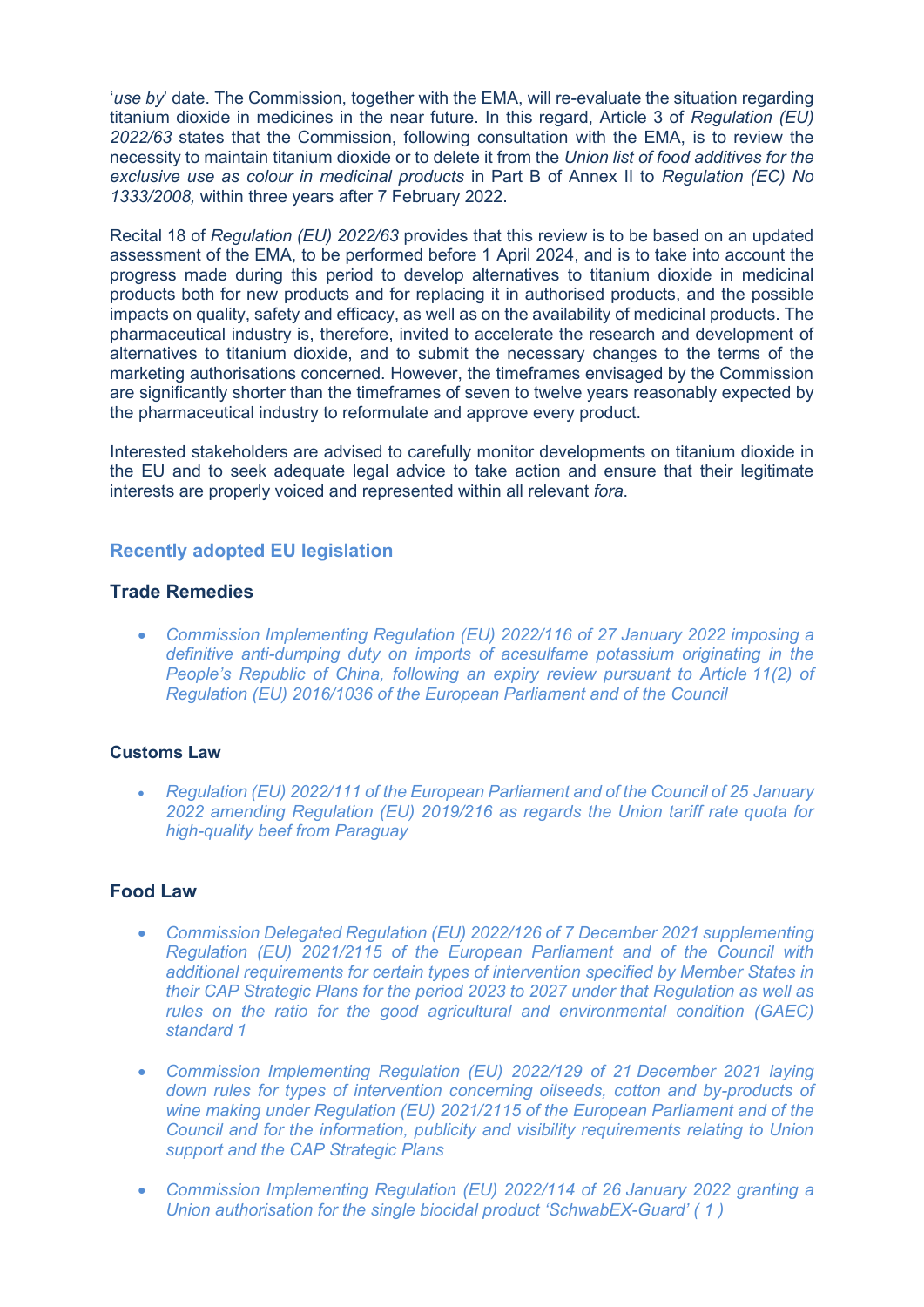'*use by*' date. The Commission, together with the EMA, will re-evaluate the situation regarding titanium dioxide in medicines in the near future. In this regard, Article 3 of *Regulation (EU) 2022/63* states that the Commission, following consultation with the EMA, is to review the necessity to maintain titanium dioxide or to delete it from the *Union list of food additives for the exclusive use as colour in medicinal products* in Part B of Annex II to *Regulation (EC) No 1333/2008,* within three years after 7 February 2022.

Recital 18 of *Regulation (EU) 2022/63* provides that this review is to be based on an updated assessment of the EMA, to be performed before 1 April 2024, and is to take into account the progress made during this period to develop alternatives to titanium dioxide in medicinal products both for new products and for replacing it in authorised products, and the possible impacts on quality, safety and efficacy, as well as on the availability of medicinal products. The pharmaceutical industry is, therefore, invited to accelerate the research and development of alternatives to titanium dioxide, and to submit the necessary changes to the terms of the marketing authorisations concerned. However, the timeframes envisaged by the Commission are significantly shorter than the timeframes of seven to twelve years reasonably expected by the pharmaceutical industry to reformulate and approve every product.

Interested stakeholders are advised to carefully monitor developments on titanium dioxide in the EU and to seek adequate legal advice to take action and ensure that their legitimate interests are properly voiced and represented within all relevant *fora*.

## Recently adopted EU legislation

### Trade Remedies

- *Commission Implementing Regulation (EU) 2022/116 of 27 January 2022 imposing a definitive anti-dumping duty on imports of acesulfame potassium originating in the People's Republic of China, following an expiry review pursuant to Article 11(2) of Regulation (EU) 2016/1036 of the European Parliament and of the Council*

### Customs Law

- *Regulation (EU) 2022/111 of the European Parliament and of the Council of 25 January 2022 amending Regulation (EU) 2019/216 as regards the Union tariff rate quota for high-quality beef from Paraguay*

### Food Law

- *Commission Delegated Regulation (EU) 2022/126 of 7 December 2021 supplementing Regulation (EU) 2021/2115 of the European Parliament and of the Council with additional requirements for certain types of intervention specified by Member States in their CAP Strategic Plans for the period 2023 to 2027 under that Regulation as well as rules on the ratio for the good agricultural and environmental condition (GAEC) standard 1*

- *Commission Implementing Regulation (EU) 2022/129 of 21 December 2021 laying down rules for types of intervention concerning oilseeds, cotton and by-products of wine making under Regulation (EU) 2021/2115 of the European Parliament and of the Council and for the information, publicity and visibility requirements relating to Union support and the CAP Strategic Plans*

- *Commission Implementing Regulation (EU) 2022/114 of 26 January 2022 granting a Union authorisation for the single biocidal product 'SchwabEX-Guard' ( 1 )*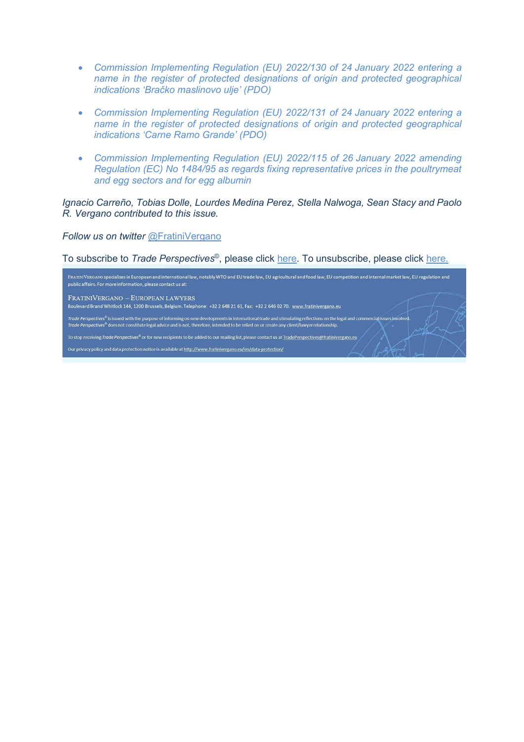- *Commission Implementing Regulation (EU) 2022/130 of 24 January 2022 entering a name in the register of protected designations of origin and protected geographical indications 'Bračko maslinovo ulje' (PDO)*

- *Commission Implementing Regulation (EU) 2022/131 of 24 January 2022 entering a name in the register of protected designations of origin and protected geographical indications 'Carne Ramo Grande' (PDO)*

- *Commission Implementing Regulation (EU) 2022/115 of 26 January 2022 amending Regulation (EC) No 1484/95 as regards fixing representative prices in the poultrymeat and egg sectors and for egg albumin*

*Ignacio Carreño, Tobias Dolle, Lourdes Medina Perez, Stella Nalwoga, Sean Stacy and Paolo R. Vergano contributed to this issue.*

*Follow us on twitter* @FratiniVergano

To subscribe to *Trade Perspectives*©, please click here. To unsubscribe, please click here.

FRATINIVERGANO specialises in European and international law, notably WTO and EU trade law, EU agricultural and food law, EU competition and internal market law, EU regulation and public affairs. For more information, please contact us at:

FRATINIVERGANO – EUROPEAN LAWYERS
Boulevard Brand Whitlock 144, 1200 Brussels, Belgium. Telephone: +32 2 648 21 61, Fax: +32 2 646 02 70. www.fratinivergano.eu

*Trade Perspectives*© is issued with the purpose of informing on new developments in international trade and stimulating reflections on the legal and commercial issues involved.
*Trade Perspectives*© does not constitute legal advice and is not, therefore, intended to be relied on or create any client/lawyer relationship.

To stop receiving *Trade Perspectives*© or for new recipients to be added to our mailing list, please contact us at TradePerspectives@fratinivergano.eu

Our privacy policy and data protection notice is available at http://www.fratinivergano.eu/en/data-protection/